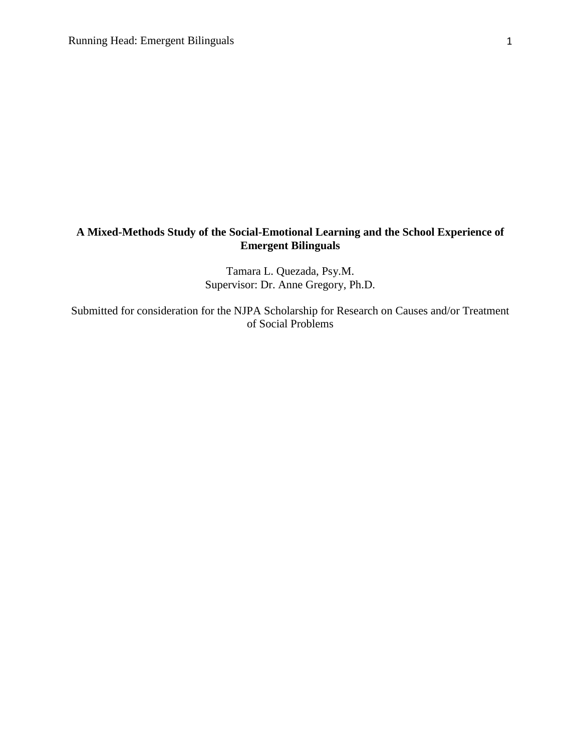# A Mixed-Methods Study of the Social-Emotional Learning and the School Experience of Emergent Bilinguals

Tamara L. Quezada, Psy.M.
Supervisor: Dr. Anne Gregory, Ph.D.

Submitted for consideration for the NJPA Scholarship for Research on Causes and/or Treatment of Social Problems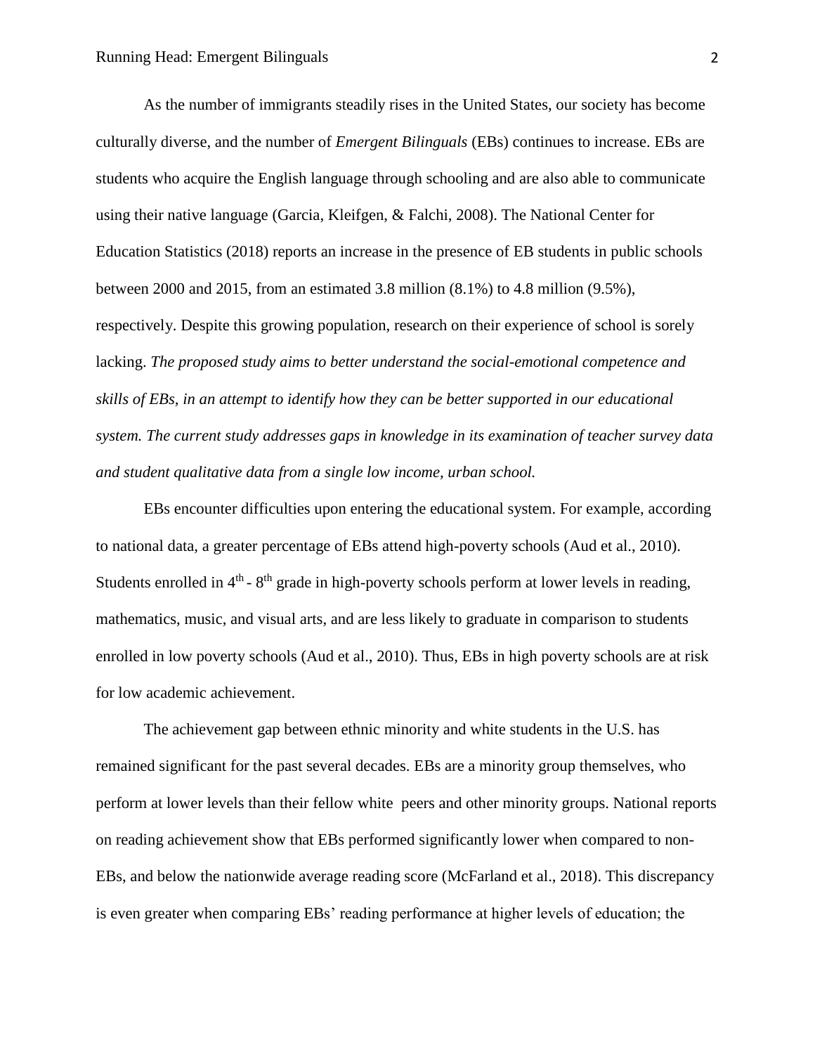As the number of immigrants steadily rises in the United States, our society has become culturally diverse, and the number of *Emergent Bilinguals* (EBs) continues to increase. EBs are students who acquire the English language through schooling and are also able to communicate using their native language (Garcia, Kleifgen, & Falchi, 2008). The National Center for Education Statistics (2018) reports an increase in the presence of EB students in public schools between 2000 and 2015, from an estimated 3.8 million (8.1%) to 4.8 million (9.5%), respectively. Despite this growing population, research on their experience of school is sorely lacking. *The proposed study aims to better understand the social-emotional competence and skills of EBs, in an attempt to identify how they can be better supported in our educational system. The current study addresses gaps in knowledge in its examination of teacher survey data and student qualitative data from a single low income, urban school.*

EBs encounter difficulties upon entering the educational system. For example, according to national data, a greater percentage of EBs attend high-poverty schools (Aud et al., 2010). Students enrolled in 4th - 8th grade in high-poverty schools perform at lower levels in reading, mathematics, music, and visual arts, and are less likely to graduate in comparison to students enrolled in low poverty schools (Aud et al., 2010). Thus, EBs in high poverty schools are at risk for low academic achievement.

The achievement gap between ethnic minority and white students in the U.S. has remained significant for the past several decades. EBs are a minority group themselves, who perform at lower levels than their fellow white peers and other minority groups. National reports on reading achievement show that EBs performed significantly lower when compared to non-EBs, and below the nationwide average reading score (McFarland et al., 2018). This discrepancy is even greater when comparing EBs' reading performance at higher levels of education; the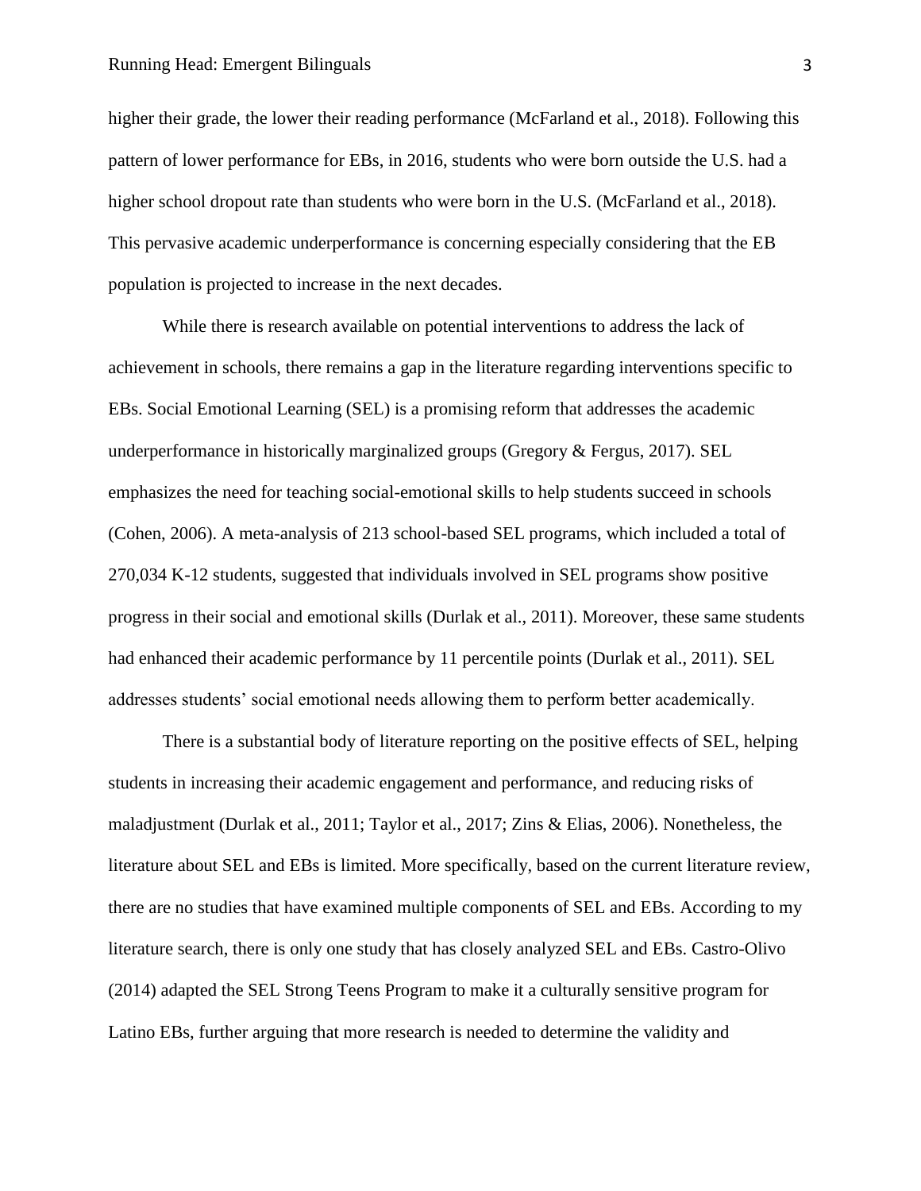higher their grade, the lower their reading performance (McFarland et al., 2018). Following this pattern of lower performance for EBs, in 2016, students who were born outside the U.S. had a higher school dropout rate than students who were born in the U.S. (McFarland et al., 2018). This pervasive academic underperformance is concerning especially considering that the EB population is projected to increase in the next decades.

While there is research available on potential interventions to address the lack of achievement in schools, there remains a gap in the literature regarding interventions specific to EBs. Social Emotional Learning (SEL) is a promising reform that addresses the academic underperformance in historically marginalized groups (Gregory & Fergus, 2017). SEL emphasizes the need for teaching social-emotional skills to help students succeed in schools (Cohen, 2006). A meta-analysis of 213 school-based SEL programs, which included a total of 270,034 K-12 students, suggested that individuals involved in SEL programs show positive progress in their social and emotional skills (Durlak et al., 2011). Moreover, these same students had enhanced their academic performance by 11 percentile points (Durlak et al., 2011). SEL addresses students' social emotional needs allowing them to perform better academically.

There is a substantial body of literature reporting on the positive effects of SEL, helping students in increasing their academic engagement and performance, and reducing risks of maladjustment (Durlak et al., 2011; Taylor et al., 2017; Zins & Elias, 2006). Nonetheless, the literature about SEL and EBs is limited. More specifically, based on the current literature review, there are no studies that have examined multiple components of SEL and EBs. According to my literature search, there is only one study that has closely analyzed SEL and EBs. Castro-Olivo (2014) adapted the SEL Strong Teens Program to make it a culturally sensitive program for Latino EBs, further arguing that more research is needed to determine the validity and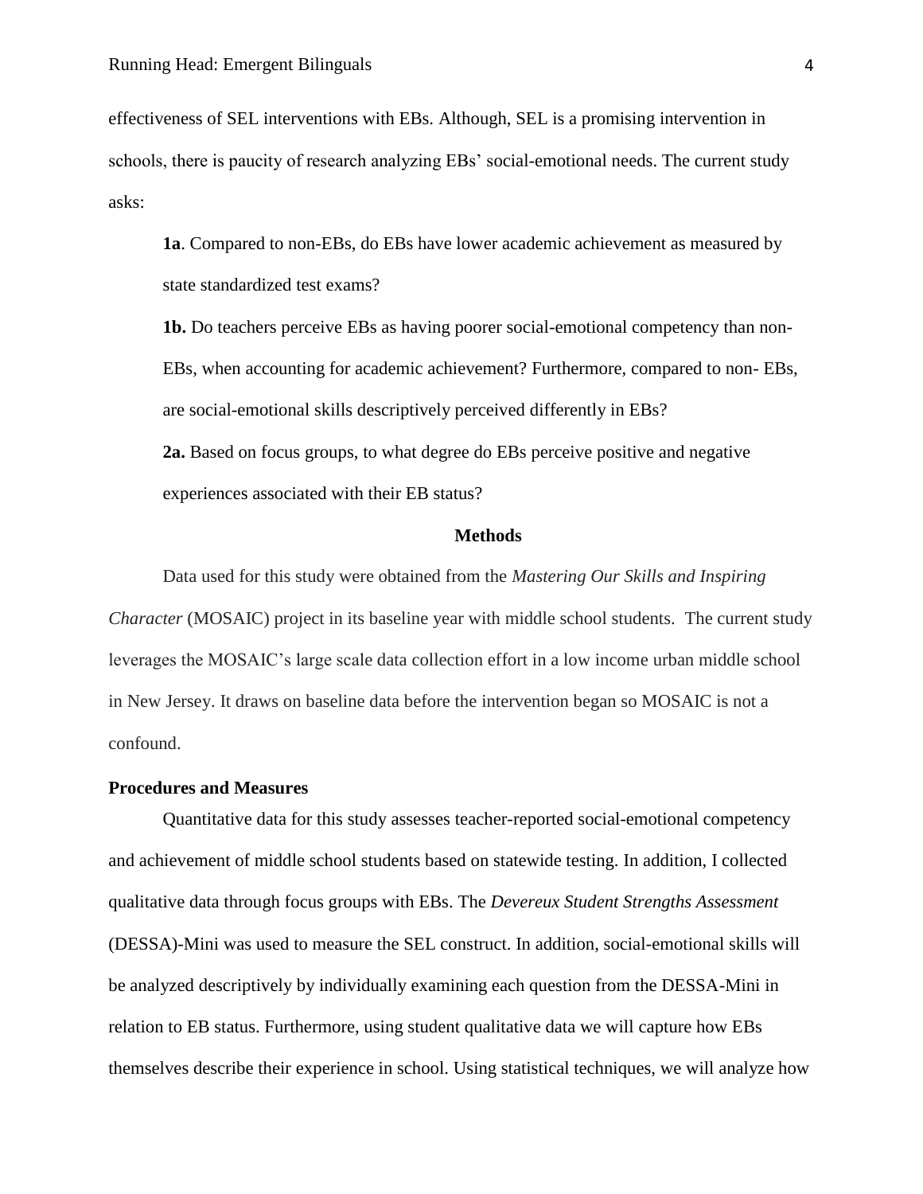effectiveness of SEL interventions with EBs. Although, SEL is a promising intervention in schools, there is paucity of research analyzing EBs' social-emotional needs. The current study asks:

**1a**. Compared to non-EBs, do EBs have lower academic achievement as measured by state standardized test exams?

**1b.** Do teachers perceive EBs as having poorer social-emotional competency than non-EBs, when accounting for academic achievement? Furthermore, compared to non- EBs, are social-emotional skills descriptively perceived differently in EBs?

**2a.** Based on focus groups, to what degree do EBs perceive positive and negative experiences associated with their EB status?

## Methods

Data used for this study were obtained from the *Mastering Our Skills and Inspiring Character* (MOSAIC) project in its baseline year with middle school students. The current study leverages the MOSAIC's large scale data collection effort in a low income urban middle school in New Jersey. It draws on baseline data before the intervention began so MOSAIC is not a confound.

### Procedures and Measures

Quantitative data for this study assesses teacher-reported social-emotional competency and achievement of middle school students based on statewide testing. In addition, I collected qualitative data through focus groups with EBs. The *Devereux Student Strengths Assessment* (DESSA)-Mini was used to measure the SEL construct. In addition, social-emotional skills will be analyzed descriptively by individually examining each question from the DESSA-Mini in relation to EB status. Furthermore, using student qualitative data we will capture how EBs themselves describe their experience in school. Using statistical techniques, we will analyze how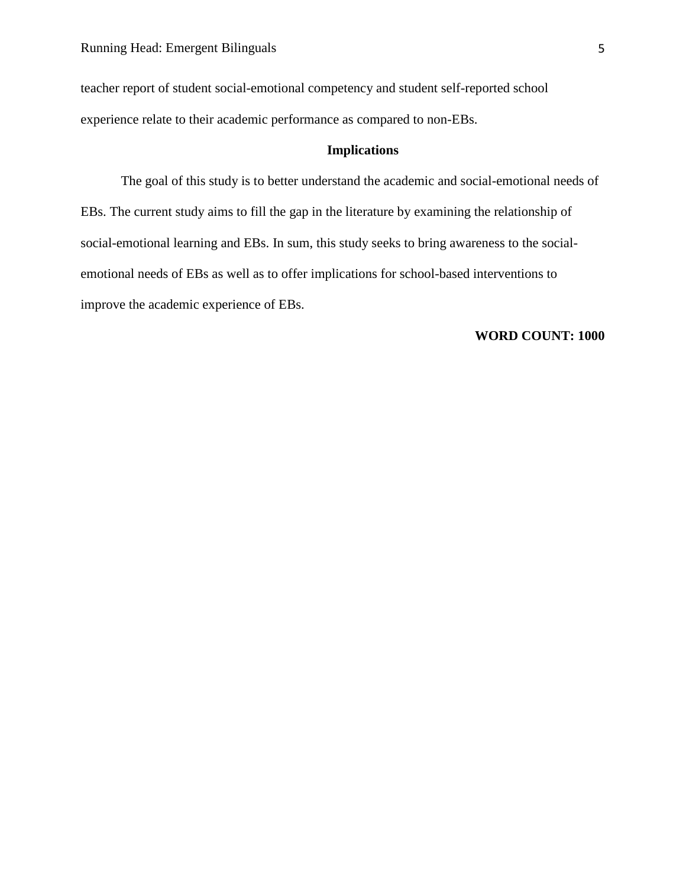teacher report of student social-emotional competency and student self-reported school experience relate to their academic performance as compared to non-EBs.

## Implications

The goal of this study is to better understand the academic and social-emotional needs of EBs. The current study aims to fill the gap in the literature by examining the relationship of social-emotional learning and EBs. In sum, this study seeks to bring awareness to the social-emotional needs of EBs as well as to offer implications for school-based interventions to improve the academic experience of EBs.

**WORD COUNT: 1000**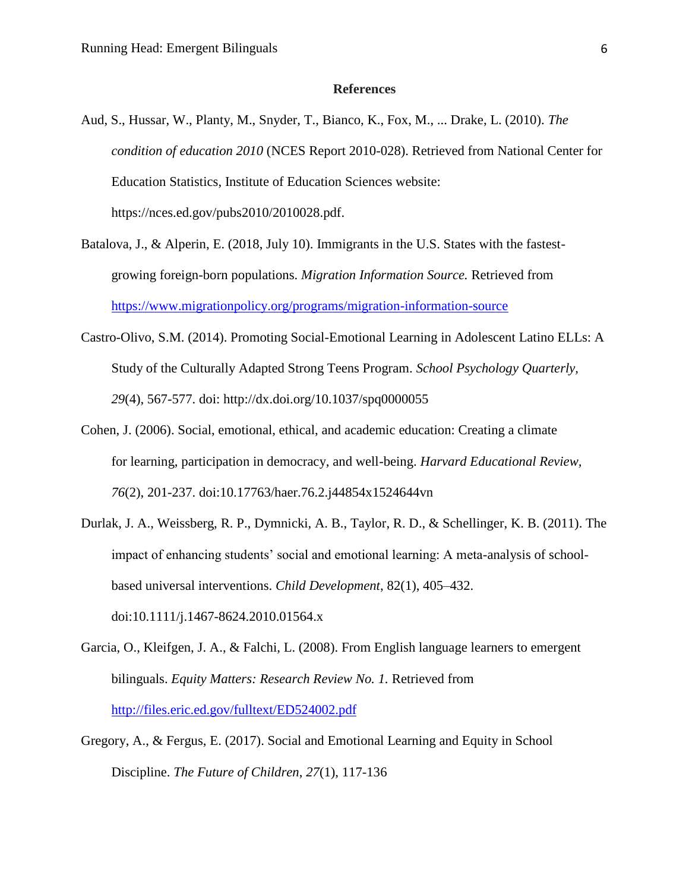**References**

Aud, S., Hussar, W., Planty, M., Snyder, T., Bianco, K., Fox, M., ... Drake, L. (2010). *The condition of education 2010* (NCES Report 2010-028). Retrieved from National Center for Education Statistics, Institute of Education Sciences website: https://nces.ed.gov/pubs2010/2010028.pdf.

Batalova, J., & Alperin, E. (2018, July 10). Immigrants in the U.S. States with the fastest-growing foreign-born populations. *Migration Information Source.* Retrieved from https://www.migrationpolicy.org/programs/migration-information-source

Castro-Olivo, S.M. (2014). Promoting Social-Emotional Learning in Adolescent Latino ELLs: A Study of the Culturally Adapted Strong Teens Program. *School Psychology Quarterly*, *29*(4), 567-577. doi: http://dx.doi.org/10.1037/spq0000055

Cohen, J. (2006). Social, emotional, ethical, and academic education: Creating a climate for learning, participation in democracy, and well-being. *Harvard Educational Review, 76*(2), 201-237. doi:10.17763/haer.76.2.j44854x1524644vn

Durlak, J. A., Weissberg, R. P., Dymnicki, A. B., Taylor, R. D., & Schellinger, K. B. (2011). The impact of enhancing students' social and emotional learning: A meta-analysis of school-based universal interventions. *Child Development*, 82(1), 405–432. doi:10.1111/j.1467-8624.2010.01564.x

Garcia, O., Kleifgen, J. A., & Falchi, L. (2008). From English language learners to emergent bilinguals. *Equity Matters: Research Review No. 1.* Retrieved from http://files.eric.ed.gov/fulltext/ED524002.pdf

Gregory, A., & Fergus, E. (2017). Social and Emotional Learning and Equity in School Discipline. *The Future of Children*, *27*(1), 117-136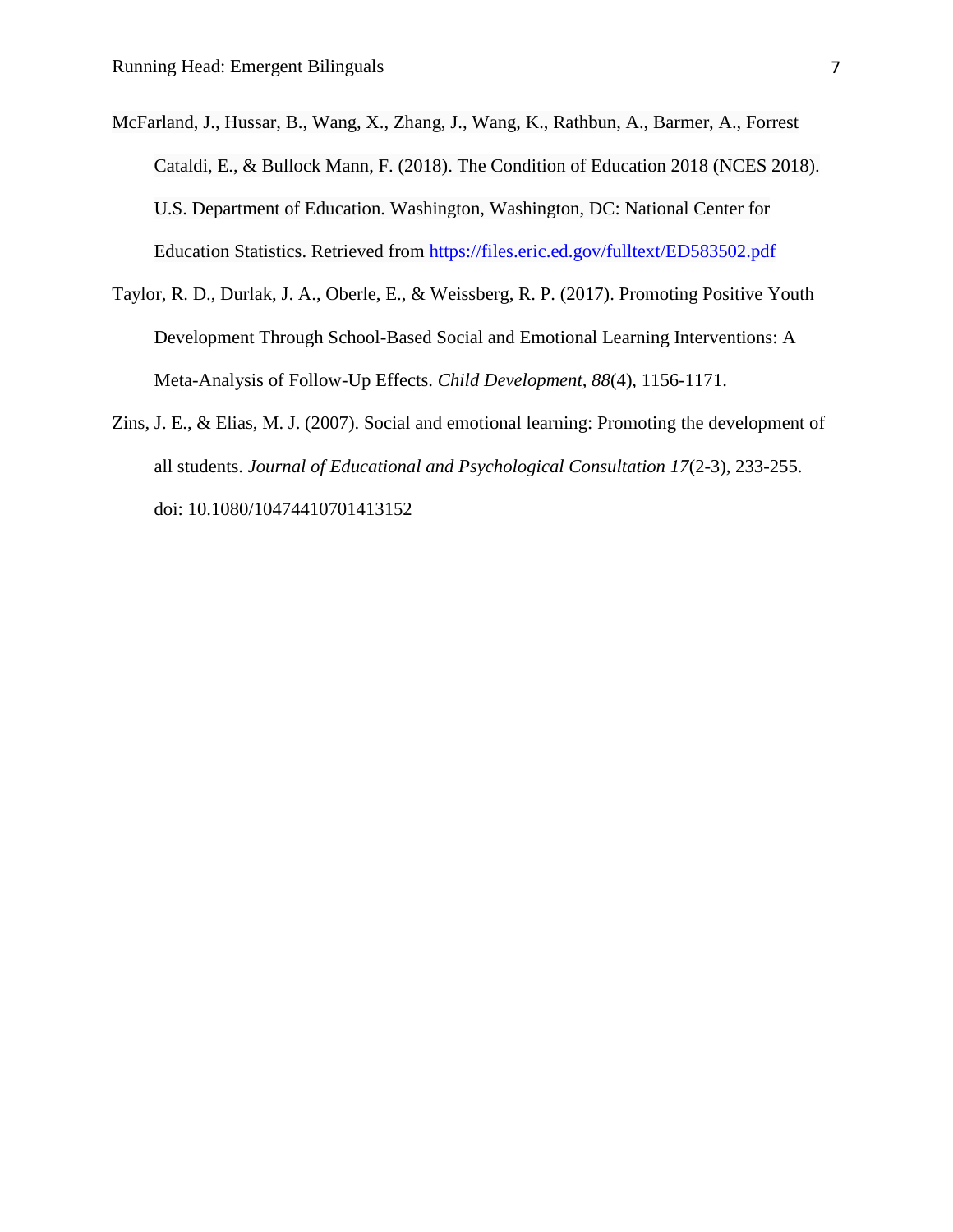McFarland, J., Hussar, B., Wang, X., Zhang, J., Wang, K., Rathbun, A., Barmer, A., Forrest Cataldi, E., & Bullock Mann, F. (2018). The Condition of Education 2018 (NCES 2018). U.S. Department of Education. Washington, Washington, DC: National Center for Education Statistics. Retrieved from https://files.eric.ed.gov/fulltext/ED583502.pdf

Taylor, R. D., Durlak, J. A., Oberle, E., & Weissberg, R. P. (2017). Promoting Positive Youth Development Through School-Based Social and Emotional Learning Interventions: A Meta-Analysis of Follow-Up Effects. *Child Development, 88*(4), 1156-1171.

Zins, J. E., & Elias, M. J. (2007). Social and emotional learning: Promoting the development of all students. *Journal of Educational and Psychological Consultation 17*(2-3), 233-255. doi: 10.1080/10474410701413152